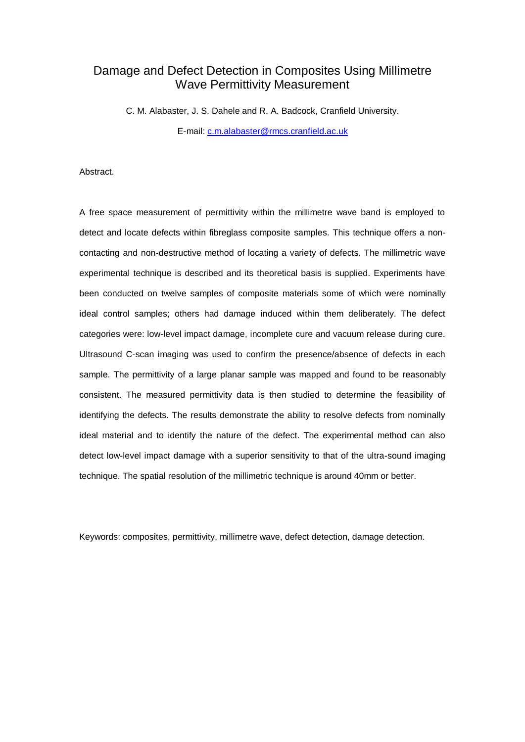# Damage and Defect Detection in Composites Using Millimetre Wave Permittivity Measurement

C. M. Alabaster, J. S. Dahele and R. A. Badcock, Cranfield University.

E-mail: c.m.alabaster@rmcs.cranfield.ac.uk

Abstract.

A free space measurement of permittivity within the millimetre wave band is employed to detect and locate defects within fibreglass composite samples. This technique offers a non-contacting and non-destructive method of locating a variety of defects. The millimetric wave experimental technique is described and its theoretical basis is supplied. Experiments have been conducted on twelve samples of composite materials some of which were nominally ideal control samples; others had damage induced within them deliberately. The defect categories were: low-level impact damage, incomplete cure and vacuum release during cure. Ultrasound C-scan imaging was used to confirm the presence/absence of defects in each sample. The permittivity of a large planar sample was mapped and found to be reasonably consistent. The measured permittivity data is then studied to determine the feasibility of identifying the defects. The results demonstrate the ability to resolve defects from nominally ideal material and to identify the nature of the defect. The experimental method can also detect low-level impact damage with a superior sensitivity to that of the ultra-sound imaging technique. The spatial resolution of the millimetric technique is around 40mm or better.

Keywords: composites, permittivity, millimetre wave, defect detection, damage detection.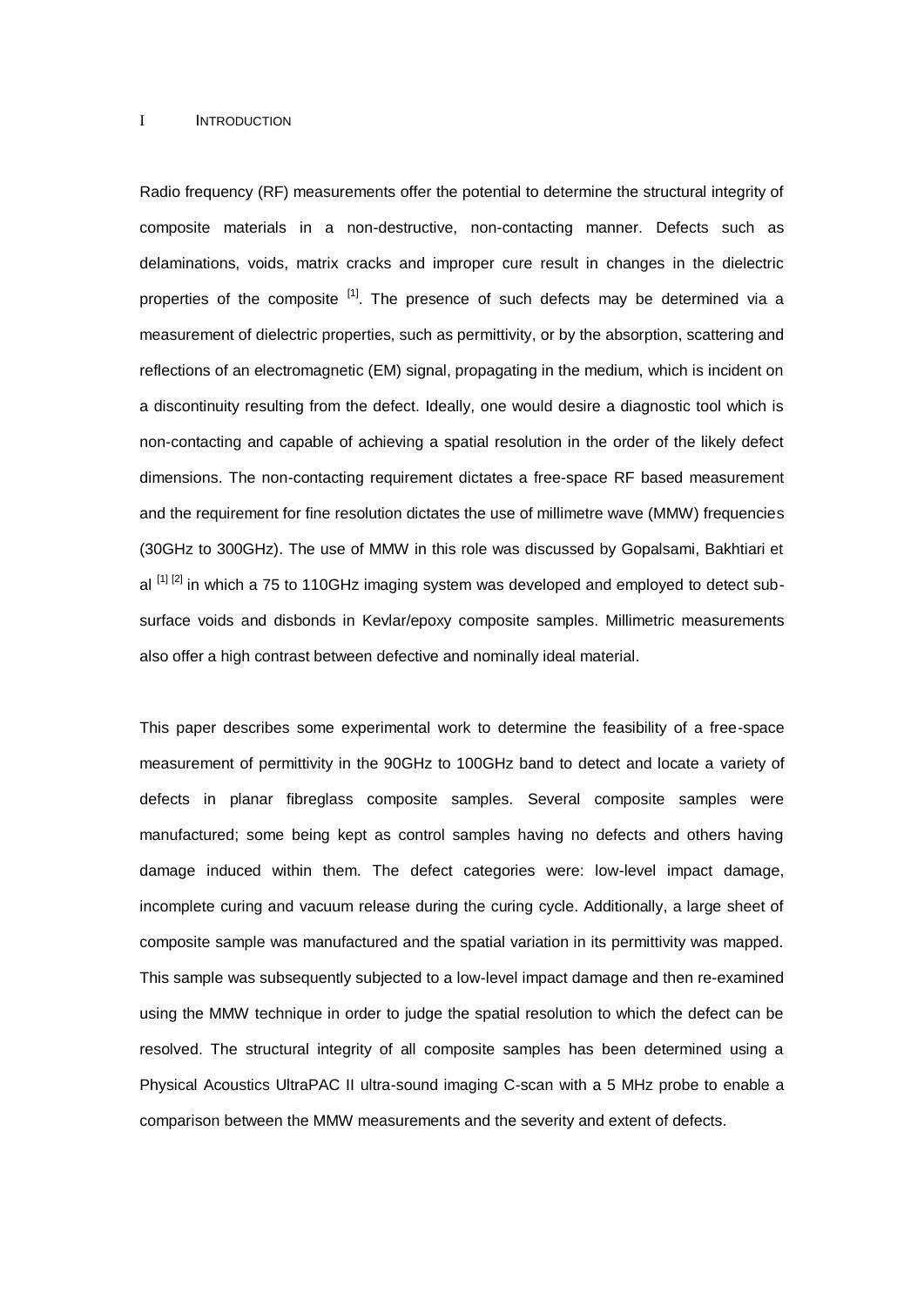# I INTRODUCTION

Radio frequency (RF) measurements offer the potential to determine the structural integrity of composite materials in a non-destructive, non-contacting manner. Defects such as delaminations, voids, matrix cracks and improper cure result in changes in the dielectric properties of the composite [1]. The presence of such defects may be determined via a measurement of dielectric properties, such as permittivity, or by the absorption, scattering and reflections of an electromagnetic (EM) signal, propagating in the medium, which is incident on a discontinuity resulting from the defect. Ideally, one would desire a diagnostic tool which is non-contacting and capable of achieving a spatial resolution in the order of the likely defect dimensions. The non-contacting requirement dictates a free-space RF based measurement and the requirement for fine resolution dictates the use of millimetre wave (MMW) frequencies (30GHz to 300GHz). The use of MMW in this role was discussed by Gopalsami, Bakhtiari et al [1] [2] in which a 75 to 110GHz imaging system was developed and employed to detect sub-surface voids and disbonds in Kevlar/epoxy composite samples. Millimetric measurements also offer a high contrast between defective and nominally ideal material.

This paper describes some experimental work to determine the feasibility of a free-space measurement of permittivity in the 90GHz to 100GHz band to detect and locate a variety of defects in planar fibreglass composite samples. Several composite samples were manufactured; some being kept as control samples having no defects and others having damage induced within them. The defect categories were: low-level impact damage, incomplete curing and vacuum release during the curing cycle. Additionally, a large sheet of composite sample was manufactured and the spatial variation in its permittivity was mapped. This sample was subsequently subjected to a low-level impact damage and then re-examined using the MMW technique in order to judge the spatial resolution to which the defect can be resolved. The structural integrity of all composite samples has been determined using a Physical Acoustics UltraPAC II ultra-sound imaging C-scan with a 5 MHz probe to enable a comparison between the MMW measurements and the severity and extent of defects.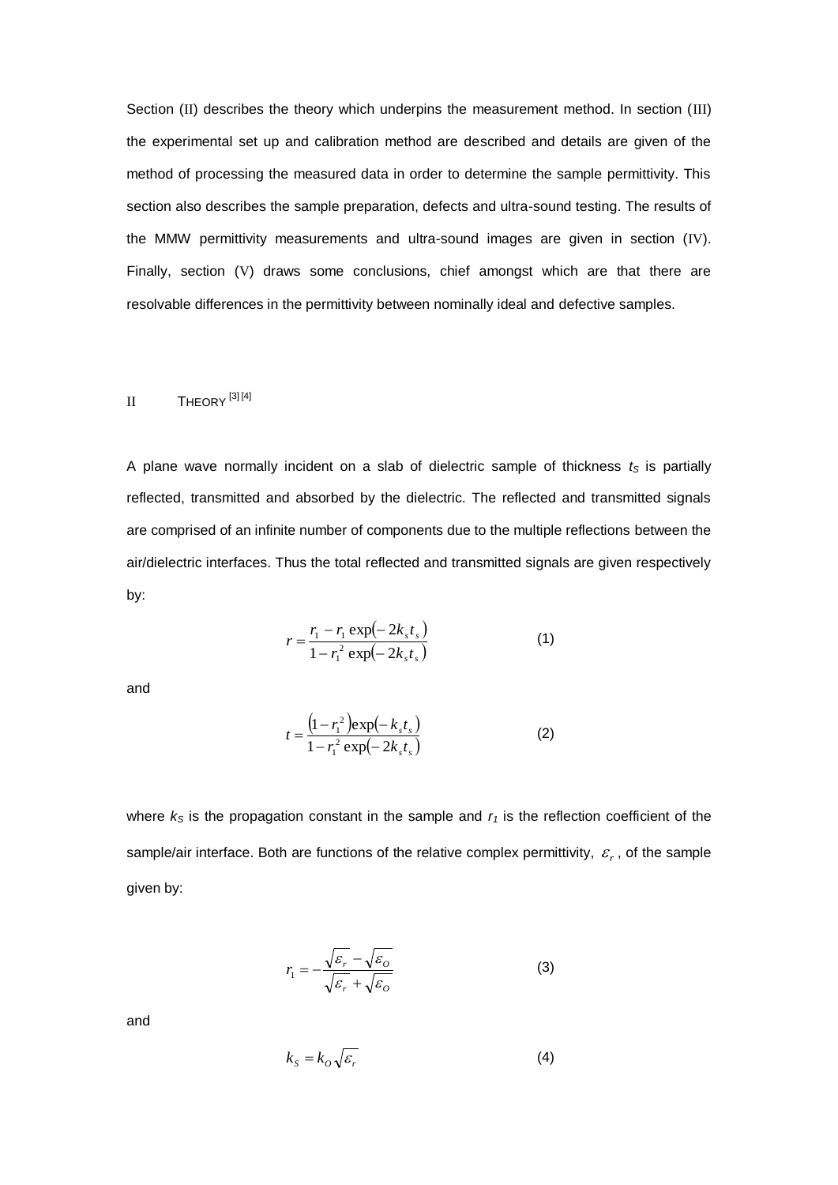Section (II) describes the theory which underpins the measurement method. In section (III) the experimental set up and calibration method are described and details are given of the method of processing the measured data in order to determine the sample permittivity. This section also describes the sample preparation, defects and ultra-sound testing. The results of the MMW permittivity measurements and ultra-sound images are given in section (IV). Finally, section (V) draws some conclusions, chief amongst which are that there are resolvable differences in the permittivity between nominally ideal and defective samples.

## II THEORY [3] [4]

A plane wave normally incident on a slab of dielectric sample of thickness $t_S$ is partially reflected, transmitted and absorbed by the dielectric. The reflected and transmitted signals are comprised of an infinite number of components due to the multiple reflections between the air/dielectric interfaces. Thus the total reflected and transmitted signals are given respectively by:

$$r = \frac{r_1 - r_1 \exp(-2k_s t_s)}{1 - r_1^2 \exp(-2k_s t_s)} \qquad (1)$$

and

$$t = \frac{(1 - r_1^2)\exp(-k_s t_s)}{1 - r_1^2 \exp(-2k_s t_s)} \qquad (2)$$

where $k_S$ is the propagation constant in the sample and $r_1$ is the reflection coefficient of the sample/air interface. Both are functions of the relative complex permittivity, $\varepsilon_r$, of the sample given by:

$$r_1 = -\frac{\sqrt{\varepsilon_r} - \sqrt{\varepsilon_O}}{\sqrt{\varepsilon_r} + \sqrt{\varepsilon_O}} \qquad (3)$$

and

$$k_S = k_O \sqrt{\varepsilon_r} \qquad (4)$$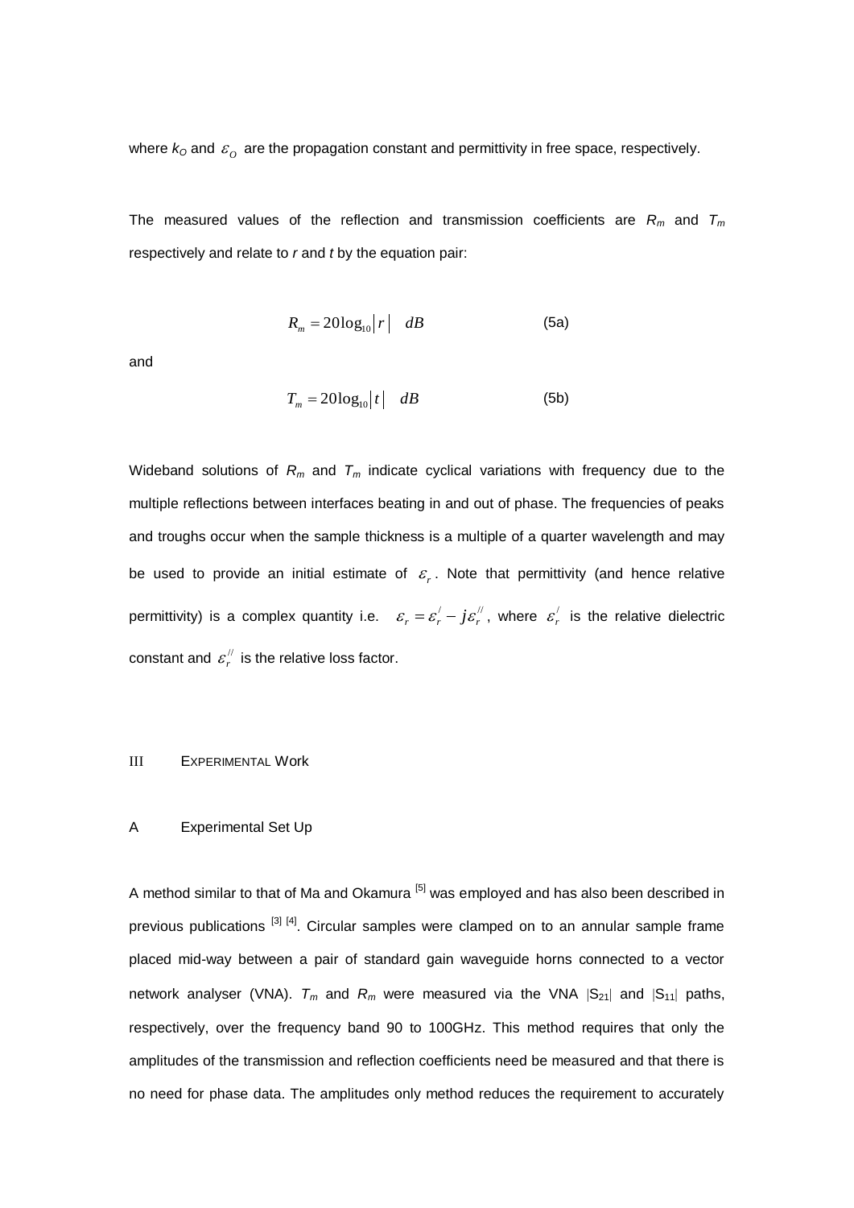where $k_O$ and $\varepsilon_O$ are the propagation constant and permittivity in free space, respectively.

The measured values of the reflection and transmission coefficients are $R_m$ and $T_m$ respectively and relate to *r* and *t* by the equation pair:

$$R_m = 20\log_{10}|r| \quad dB \tag{5a}$$

and

$$T_m = 20\log_{10}|t| \quad dB \tag{5b}$$

Wideband solutions of $R_m$ and $T_m$ indicate cyclical variations with frequency due to the multiple reflections between interfaces beating in and out of phase. The frequencies of peaks and troughs occur when the sample thickness is a multiple of a quarter wavelength and may be used to provide an initial estimate of $\varepsilon_r$. Note that permittivity (and hence relative permittivity) is a complex quantity i.e. $\varepsilon_r = \varepsilon_r^{/} - j\varepsilon_r^{//}$, where $\varepsilon_r^{/}$ is the relative dielectric constant and $\varepsilon_r^{//}$ is the relative loss factor.

## III EXPERIMENTAL Work

### A Experimental Set Up

A method similar to that of Ma and Okamura [5] was employed and has also been described in previous publications [3] [4]. Circular samples were clamped on to an annular sample frame placed mid-way between a pair of standard gain waveguide horns connected to a vector network analyser (VNA). $T_m$ and $R_m$ were measured via the VNA $|S_{21}|$ and $|S_{11}|$ paths, respectively, over the frequency band 90 to 100GHz. This method requires that only the amplitudes of the transmission and reflection coefficients need be measured and that there is no need for phase data. The amplitudes only method reduces the requirement to accurately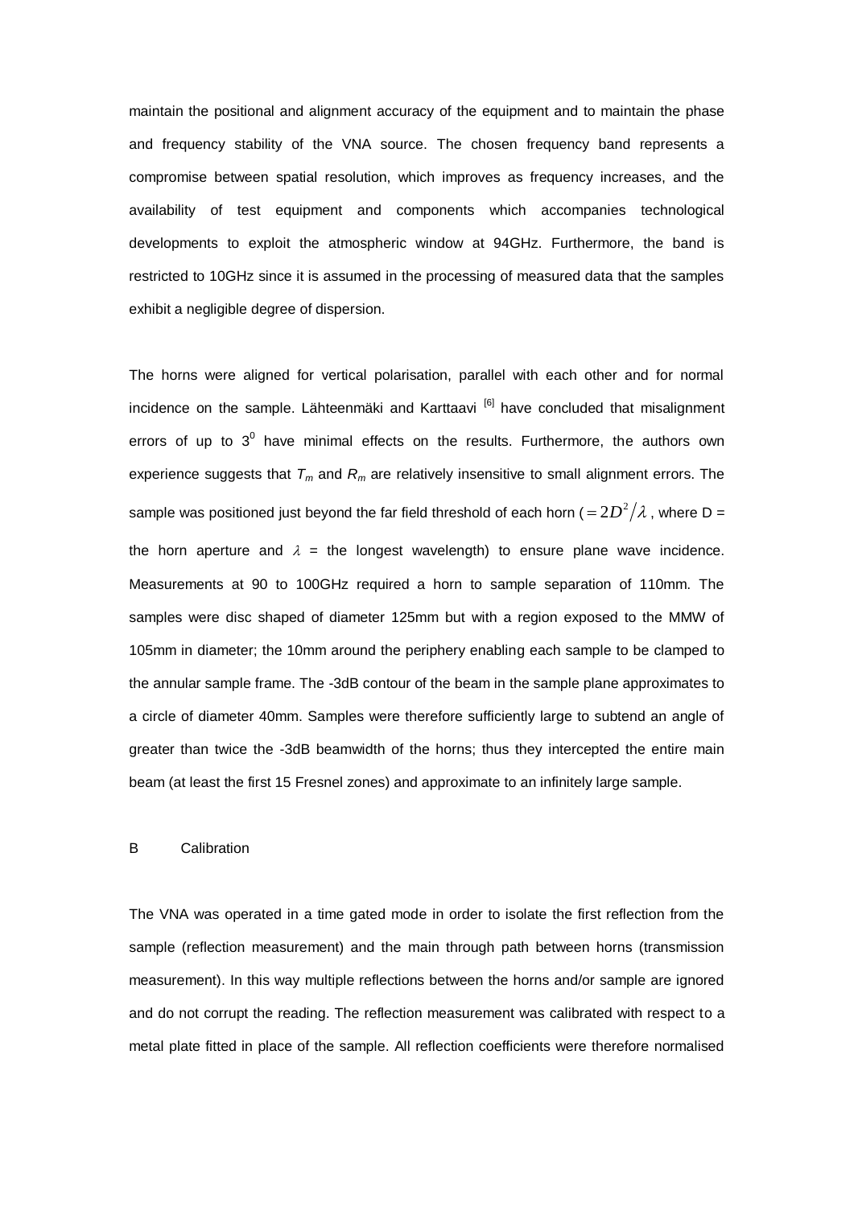maintain the positional and alignment accuracy of the equipment and to maintain the phase and frequency stability of the VNA source. The chosen frequency band represents a compromise between spatial resolution, which improves as frequency increases, and the availability of test equipment and components which accompanies technological developments to exploit the atmospheric window at 94GHz. Furthermore, the band is restricted to 10GHz since it is assumed in the processing of measured data that the samples exhibit a negligible degree of dispersion.

The horns were aligned for vertical polarisation, parallel with each other and for normal incidence on the sample. Lähteenmäki and Karttaavi [6] have concluded that misalignment errors of up to $3^0$ have minimal effects on the results. Furthermore, the authors own experience suggests that $T_m$ and $R_m$ are relatively insensitive to small alignment errors. The sample was positioned just beyond the far field threshold of each horn ($= 2D^2/\lambda$, where D = the horn aperture and $\lambda$ = the longest wavelength) to ensure plane wave incidence. Measurements at 90 to 100GHz required a horn to sample separation of 110mm. The samples were disc shaped of diameter 125mm but with a region exposed to the MMW of 105mm in diameter; the 10mm around the periphery enabling each sample to be clamped to the annular sample frame. The -3dB contour of the beam in the sample plane approximates to a circle of diameter 40mm. Samples were therefore sufficiently large to subtend an angle of greater than twice the -3dB beamwidth of the horns; thus they intercepted the entire main beam (at least the first 15 Fresnel zones) and approximate to an infinitely large sample.

### B Calibration

The VNA was operated in a time gated mode in order to isolate the first reflection from the sample (reflection measurement) and the main through path between horns (transmission measurement). In this way multiple reflections between the horns and/or sample are ignored and do not corrupt the reading. The reflection measurement was calibrated with respect to a metal plate fitted in place of the sample. All reflection coefficients were therefore normalised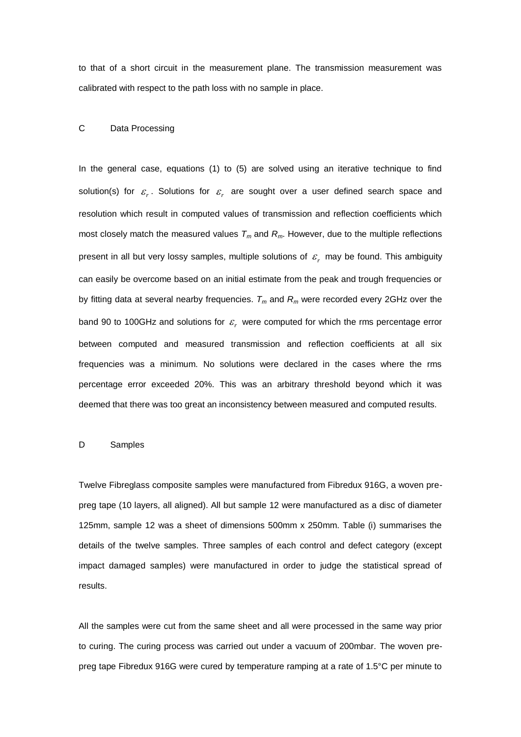to that of a short circuit in the measurement plane. The transmission measurement was calibrated with respect to the path loss with no sample in place.

### C Data Processing

In the general case, equations (1) to (5) are solved using an iterative technique to find solution(s) for $\varepsilon_r$. Solutions for $\varepsilon_r$ are sought over a user defined search space and resolution which result in computed values of transmission and reflection coefficients which most closely match the measured values $T_m$ and $R_m$. However, due to the multiple reflections present in all but very lossy samples, multiple solutions of $\varepsilon_r$ may be found. This ambiguity can easily be overcome based on an initial estimate from the peak and trough frequencies or by fitting data at several nearby frequencies. $T_m$ and $R_m$ were recorded every 2GHz over the band 90 to 100GHz and solutions for $\varepsilon_r$ were computed for which the rms percentage error between computed and measured transmission and reflection coefficients at all six frequencies was a minimum. No solutions were declared in the cases where the rms percentage error exceeded 20%. This was an arbitrary threshold beyond which it was deemed that there was too great an inconsistency between measured and computed results.

### D Samples

Twelve Fibreglass composite samples were manufactured from Fibredux 916G, a woven pre-preg tape (10 layers, all aligned). All but sample 12 were manufactured as a disc of diameter 125mm, sample 12 was a sheet of dimensions 500mm x 250mm. Table (i) summarises the details of the twelve samples. Three samples of each control and defect category (except impact damaged samples) were manufactured in order to judge the statistical spread of results.

All the samples were cut from the same sheet and all were processed in the same way prior to curing. The curing process was carried out under a vacuum of 200mbar. The woven pre-preg tape Fibredux 916G were cured by temperature ramping at a rate of 1.5°C per minute to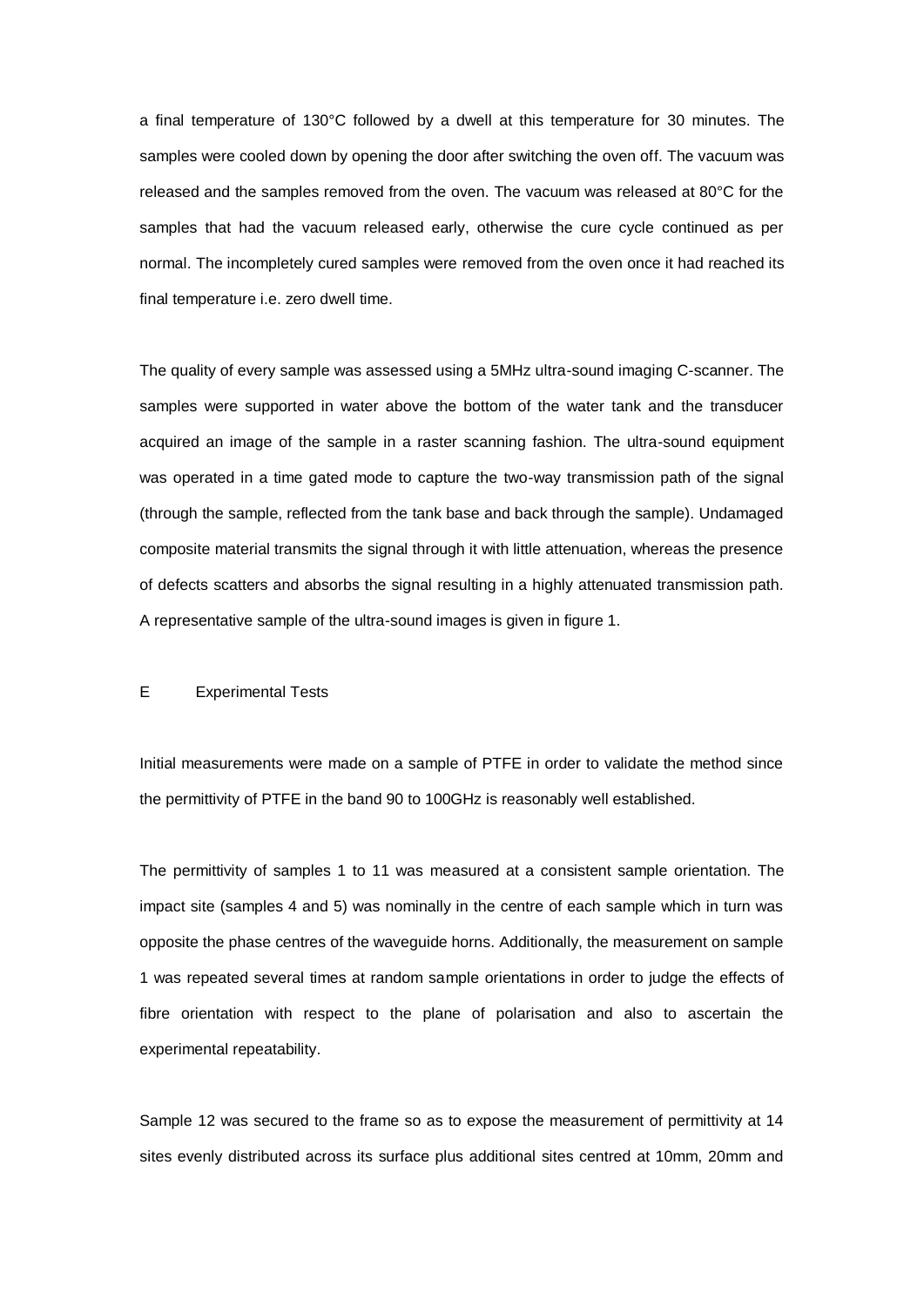a final temperature of 130°C followed by a dwell at this temperature for 30 minutes. The samples were cooled down by opening the door after switching the oven off. The vacuum was released and the samples removed from the oven. The vacuum was released at 80°C for the samples that had the vacuum released early, otherwise the cure cycle continued as per normal. The incompletely cured samples were removed from the oven once it had reached its final temperature i.e. zero dwell time.

The quality of every sample was assessed using a 5MHz ultra-sound imaging C-scanner. The samples were supported in water above the bottom of the water tank and the transducer acquired an image of the sample in a raster scanning fashion. The ultra-sound equipment was operated in a time gated mode to capture the two-way transmission path of the signal (through the sample, reflected from the tank base and back through the sample). Undamaged composite material transmits the signal through it with little attenuation, whereas the presence of defects scatters and absorbs the signal resulting in a highly attenuated transmission path. A representative sample of the ultra-sound images is given in figure 1.

## E Experimental Tests

Initial measurements were made on a sample of PTFE in order to validate the method since the permittivity of PTFE in the band 90 to 100GHz is reasonably well established.

The permittivity of samples 1 to 11 was measured at a consistent sample orientation. The impact site (samples 4 and 5) was nominally in the centre of each sample which in turn was opposite the phase centres of the waveguide horns. Additionally, the measurement on sample 1 was repeated several times at random sample orientations in order to judge the effects of fibre orientation with respect to the plane of polarisation and also to ascertain the experimental repeatability.

Sample 12 was secured to the frame so as to expose the measurement of permittivity at 14 sites evenly distributed across its surface plus additional sites centred at 10mm, 20mm and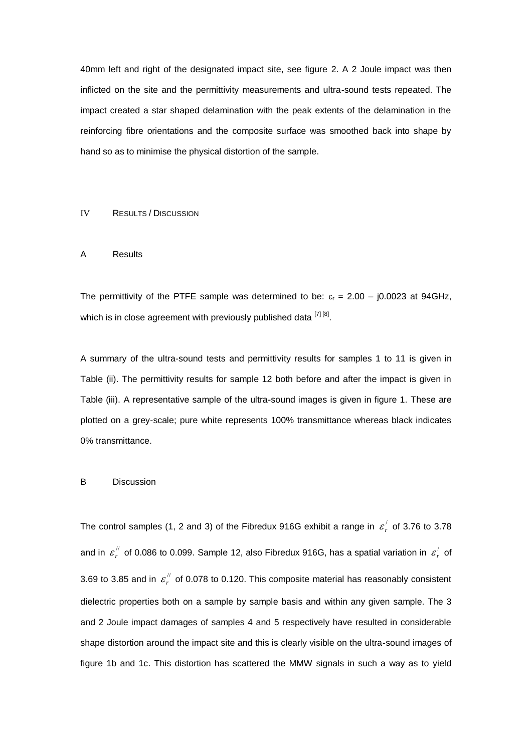40mm left and right of the designated impact site, see figure 2. A 2 Joule impact was then inflicted on the site and the permittivity measurements and ultra-sound tests repeated. The impact created a star shaped delamination with the peak extents of the delamination in the reinforcing fibre orientations and the composite surface was smoothed back into shape by hand so as to minimise the physical distortion of the sample.

## IV Results / Discussion

### A Results

The permittivity of the PTFE sample was determined to be: $\varepsilon_r$ = 2.00 – j0.0023 at 94GHz, which is in close agreement with previously published data [7] [8].

A summary of the ultra-sound tests and permittivity results for samples 1 to 11 is given in Table (ii). The permittivity results for sample 12 both before and after the impact is given in Table (iii). A representative sample of the ultra-sound images is given in figure 1. These are plotted on a grey-scale; pure white represents 100% transmittance whereas black indicates 0% transmittance.

### B Discussion

The control samples (1, 2 and 3) of the Fibredux 916G exhibit a range in $\varepsilon_r^{/}$ of 3.76 to 3.78 and in $\varepsilon_r^{//}$ of 0.086 to 0.099. Sample 12, also Fibredux 916G, has a spatial variation in $\varepsilon_r^{/}$ of 3.69 to 3.85 and in $\varepsilon_r^{//}$ of 0.078 to 0.120. This composite material has reasonably consistent dielectric properties both on a sample by sample basis and within any given sample. The 3 and 2 Joule impact damages of samples 4 and 5 respectively have resulted in considerable shape distortion around the impact site and this is clearly visible on the ultra-sound images of figure 1b and 1c. This distortion has scattered the MMW signals in such a way as to yield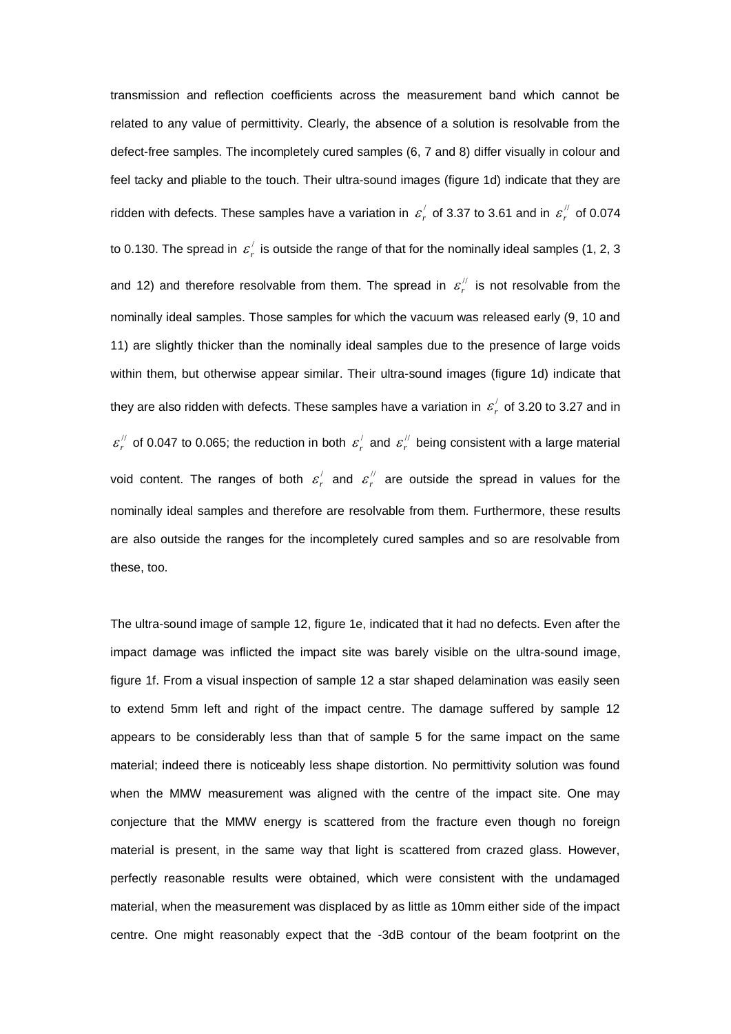transmission and reflection coefficients across the measurement band which cannot be related to any value of permittivity. Clearly, the absence of a solution is resolvable from the defect-free samples. The incompletely cured samples (6, 7 and 8) differ visually in colour and feel tacky and pliable to the touch. Their ultra-sound images (figure 1d) indicate that they are ridden with defects. These samples have a variation in $\varepsilon_r^{/}$ of 3.37 to 3.61 and in $\varepsilon_r^{//}$ of 0.074 to 0.130. The spread in $\varepsilon_r^{/}$ is outside the range of that for the nominally ideal samples (1, 2, 3 and 12) and therefore resolvable from them. The spread in $\varepsilon_r^{//}$ is not resolvable from the nominally ideal samples. Those samples for which the vacuum was released early (9, 10 and 11) are slightly thicker than the nominally ideal samples due to the presence of large voids within them, but otherwise appear similar. Their ultra-sound images (figure 1d) indicate that they are also ridden with defects. These samples have a variation in $\varepsilon_r^{/}$ of 3.20 to 3.27 and in $\varepsilon_r^{//}$ of 0.047 to 0.065; the reduction in both $\varepsilon_r^{/}$ and $\varepsilon_r^{//}$ being consistent with a large material void content. The ranges of both $\varepsilon_r^{/}$ and $\varepsilon_r^{//}$ are outside the spread in values for the nominally ideal samples and therefore are resolvable from them. Furthermore, these results are also outside the ranges for the incompletely cured samples and so are resolvable from these, too.

The ultra-sound image of sample 12, figure 1e, indicated that it had no defects. Even after the impact damage was inflicted the impact site was barely visible on the ultra-sound image, figure 1f. From a visual inspection of sample 12 a star shaped delamination was easily seen to extend 5mm left and right of the impact centre. The damage suffered by sample 12 appears to be considerably less than that of sample 5 for the same impact on the same material; indeed there is noticeably less shape distortion. No permittivity solution was found when the MMW measurement was aligned with the centre of the impact site. One may conjecture that the MMW energy is scattered from the fracture even though no foreign material is present, in the same way that light is scattered from crazed glass. However, perfectly reasonable results were obtained, which were consistent with the undamaged material, when the measurement was displaced by as little as 10mm either side of the impact centre. One might reasonably expect that the -3dB contour of the beam footprint on the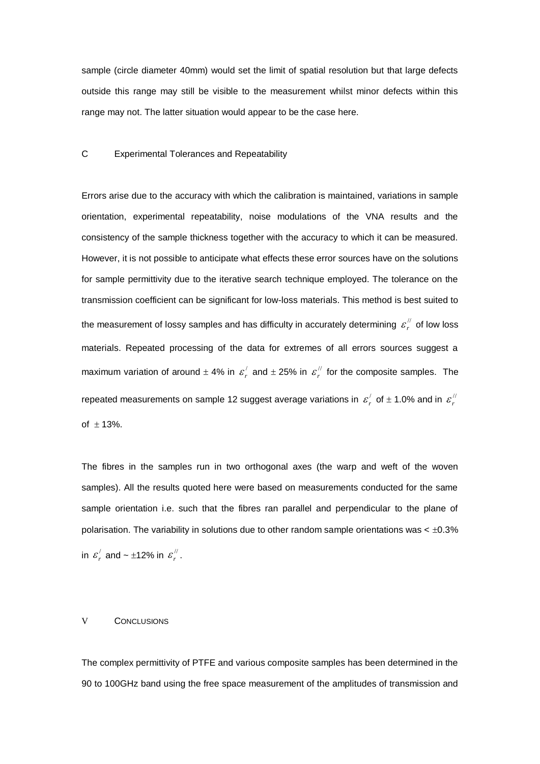sample (circle diameter 40mm) would set the limit of spatial resolution but that large defects outside this range may still be visible to the measurement whilst minor defects within this range may not. The latter situation would appear to be the case here.

### C Experimental Tolerances and Repeatability

Errors arise due to the accuracy with which the calibration is maintained, variations in sample orientation, experimental repeatability, noise modulations of the VNA results and the consistency of the sample thickness together with the accuracy to which it can be measured. However, it is not possible to anticipate what effects these error sources have on the solutions for sample permittivity due to the iterative search technique employed. The tolerance on the transmission coefficient can be significant for low-loss materials. This method is best suited to the measurement of lossy samples and has difficulty in accurately determining $\varepsilon_r^{//}$ of low loss materials. Repeated processing of the data for extremes of all errors sources suggest a maximum variation of around $\pm$ 4% in $\varepsilon_r^{/}$ and $\pm$ 25% in $\varepsilon_r^{//}$ for the composite samples. The repeated measurements on sample 12 suggest average variations in $\varepsilon_r^{/}$ of $\pm$ 1.0% and in $\varepsilon_r^{//}$ of $\pm$ 13%.

The fibres in the samples run in two orthogonal axes (the warp and weft of the woven samples). All the results quoted here were based on measurements conducted for the same sample orientation i.e. such that the fibres ran parallel and perpendicular to the plane of polarisation. The variability in solutions due to other random sample orientations was < $\pm$0.3% in $\varepsilon_r^{/}$ and ~ $\pm$12% in $\varepsilon_r^{//}$.

## V Conclusions

The complex permittivity of PTFE and various composite samples has been determined in the 90 to 100GHz band using the free space measurement of the amplitudes of transmission and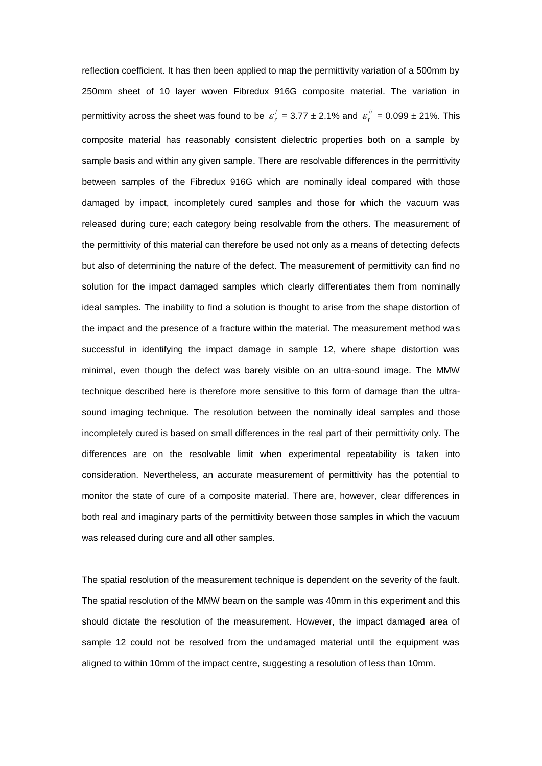reflection coefficient. It has then been applied to map the permittivity variation of a 500mm by 250mm sheet of 10 layer woven Fibredux 916G composite material. The variation in permittivity across the sheet was found to be $\varepsilon_r^{/}$ = 3.77 $\pm$ 2.1% and $\varepsilon_r^{//}$ = 0.099 $\pm$ 21%. This composite material has reasonably consistent dielectric properties both on a sample by sample basis and within any given sample. There are resolvable differences in the permittivity between samples of the Fibredux 916G which are nominally ideal compared with those damaged by impact, incompletely cured samples and those for which the vacuum was released during cure; each category being resolvable from the others. The measurement of the permittivity of this material can therefore be used not only as a means of detecting defects but also of determining the nature of the defect. The measurement of permittivity can find no solution for the impact damaged samples which clearly differentiates them from nominally ideal samples. The inability to find a solution is thought to arise from the shape distortion of the impact and the presence of a fracture within the material. The measurement method was successful in identifying the impact damage in sample 12, where shape distortion was minimal, even though the defect was barely visible on an ultra-sound image. The MMW technique described here is therefore more sensitive to this form of damage than the ultra-sound imaging technique. The resolution between the nominally ideal samples and those incompletely cured is based on small differences in the real part of their permittivity only. The differences are on the resolvable limit when experimental repeatability is taken into consideration. Nevertheless, an accurate measurement of permittivity has the potential to monitor the state of cure of a composite material. There are, however, clear differences in both real and imaginary parts of the permittivity between those samples in which the vacuum was released during cure and all other samples.

The spatial resolution of the measurement technique is dependent on the severity of the fault. The spatial resolution of the MMW beam on the sample was 40mm in this experiment and this should dictate the resolution of the measurement. However, the impact damaged area of sample 12 could not be resolved from the undamaged material until the equipment was aligned to within 10mm of the impact centre, suggesting a resolution of less than 10mm.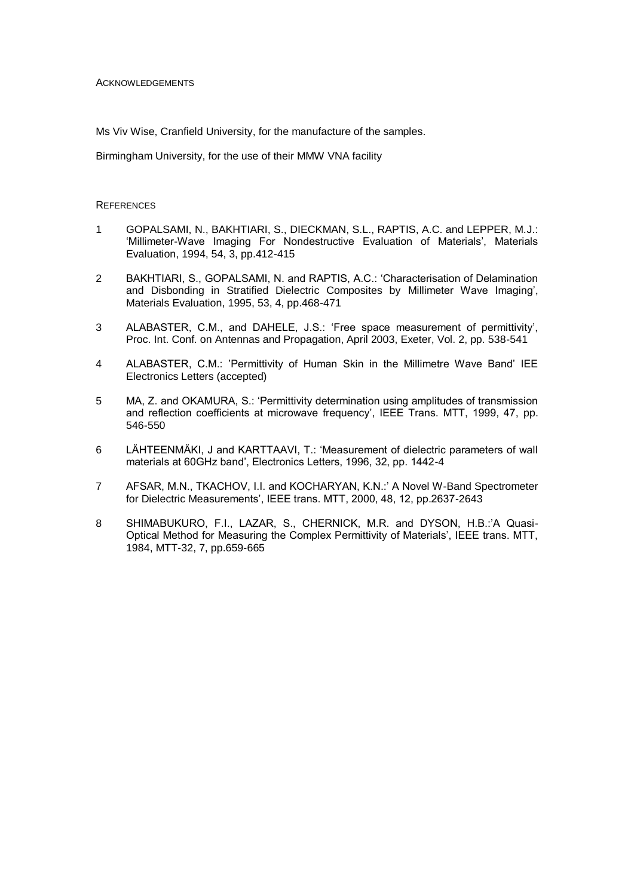## Acknowledgements

Ms Viv Wise, Cranfield University, for the manufacture of the samples.

Birmingham University, for the use of their MMW VNA facility

## References

1. GOPALSAMI, N., BAKHTIARI, S., DIECKMAN, S.L., RAPTIS, A.C. and LEPPER, M.J.: 'Millimeter-Wave Imaging For Nondestructive Evaluation of Materials', Materials Evaluation, 1994, 54, 3, pp.412-415

2. BAKHTIARI, S., GOPALSAMI, N. and RAPTIS, A.C.: 'Characterisation of Delamination and Disbonding in Stratified Dielectric Composites by Millimeter Wave Imaging', Materials Evaluation, 1995, 53, 4, pp.468-471

3. ALABASTER, C.M., and DAHELE, J.S.: 'Free space measurement of permittivity', Proc. Int. Conf. on Antennas and Propagation, April 2003, Exeter, Vol. 2, pp. 538-541

4. ALABASTER, C.M.: 'Permittivity of Human Skin in the Millimetre Wave Band' IEE Electronics Letters (accepted)

5. MA, Z. and OKAMURA, S.: 'Permittivity determination using amplitudes of transmission and reflection coefficients at microwave frequency', IEEE Trans. MTT, 1999, 47, pp. 546-550

6. LÄHTEENMÄKI, J and KARTTAAVI, T.: 'Measurement of dielectric parameters of wall materials at 60GHz band', Electronics Letters, 1996, 32, pp. 1442-4

7. AFSAR, M.N., TKACHOV, I.I. and KOCHARYAN, K.N.:' A Novel W-Band Spectrometer for Dielectric Measurements', IEEE trans. MTT, 2000, 48, 12, pp.2637-2643

8. SHIMABUKURO, F.I., LAZAR, S., CHERNICK, M.R. and DYSON, H.B.:'A Quasi-Optical Method for Measuring the Complex Permittivity of Materials', IEEE trans. MTT, 1984, MTT-32, 7, pp.659-665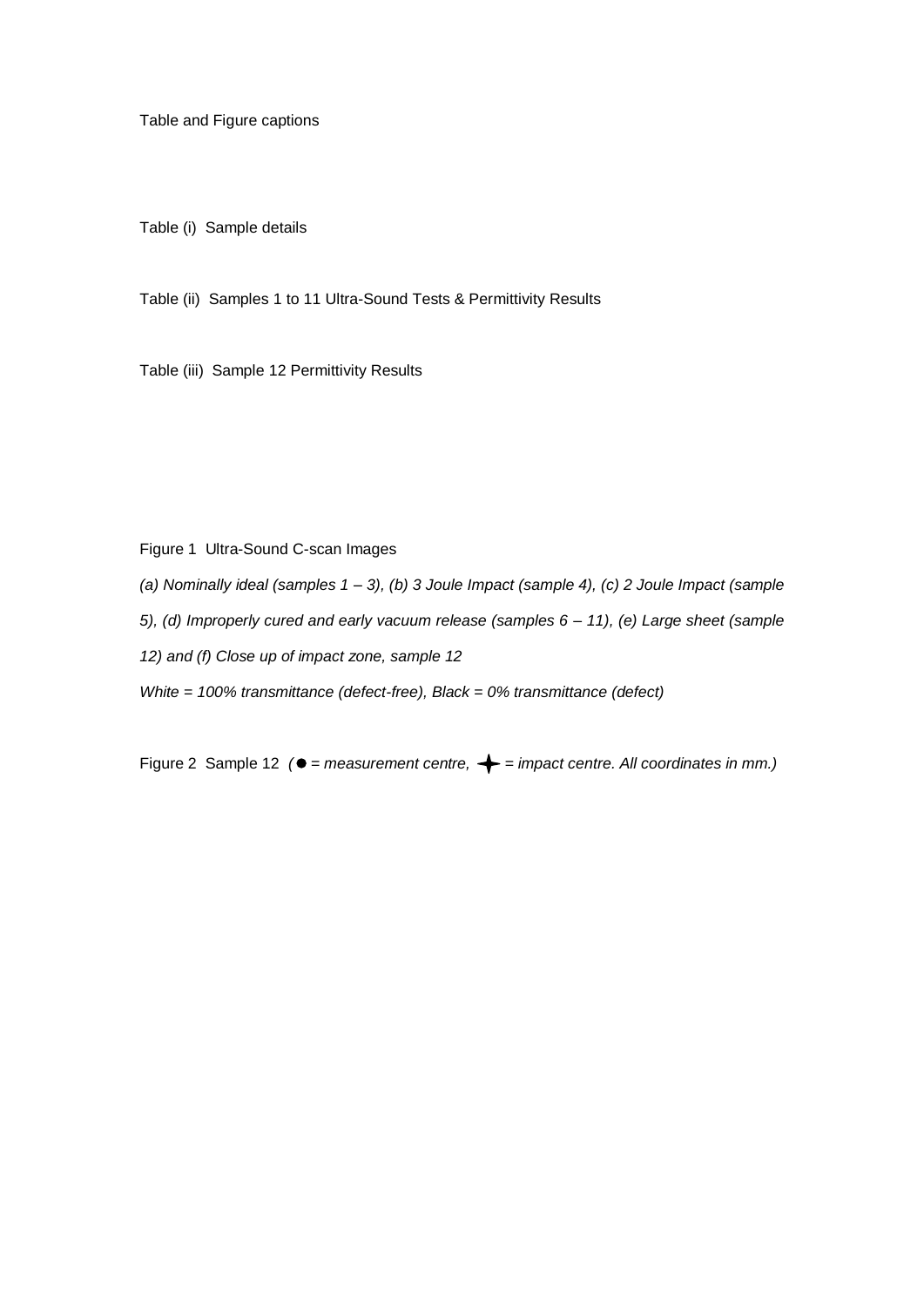Table and Figure captions

Table (i) Sample details

Table (ii) Samples 1 to 11 Ultra-Sound Tests & Permittivity Results

Table (iii) Sample 12 Permittivity Results

Figure 1 Ultra-Sound C-scan Images

*(a) Nominally ideal (samples 1 – 3), (b) 3 Joule Impact (sample 4), (c) 2 Joule Impact (sample 5), (d) Improperly cured and early vacuum release (samples 6 – 11), (e) Large sheet (sample 12) and (f) Close up of impact zone, sample 12*

*White = 100% transmittance (defect-free), Black = 0% transmittance (defect)*

Figure 2 Sample 12 *(● = measurement centre, ✦ = impact centre. All coordinates in mm.)*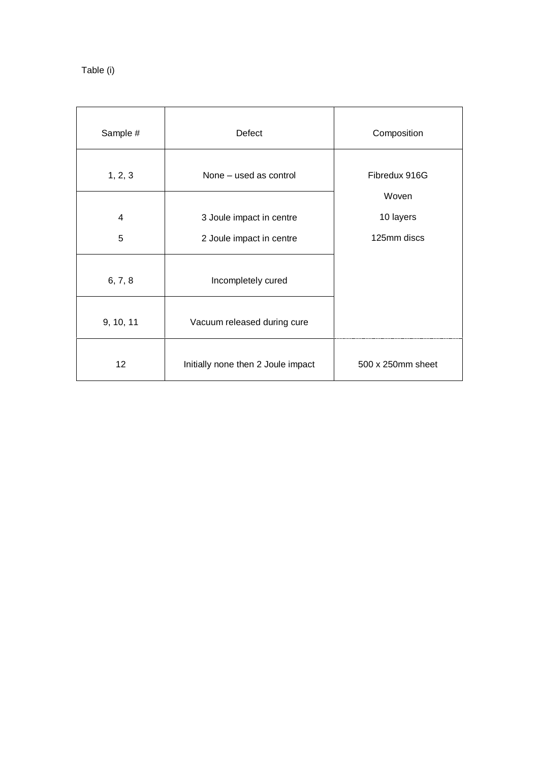Table (i)

| Sample # | Defect | Composition |
|---|---|---|
| 1, 2, 3 | None – used as control | Fibredux 916G |
| 4<br>5 | 3 Joule impact in centre<br>2 Joule impact in centre | Woven<br>10 layers<br>125mm discs |
| 6, 7, 8 | Incompletely cured | |
| 9, 10, 11 | Vacuum released during cure | |
| 12 | Initially none then 2 Joule impact | 500 x 250mm sheet |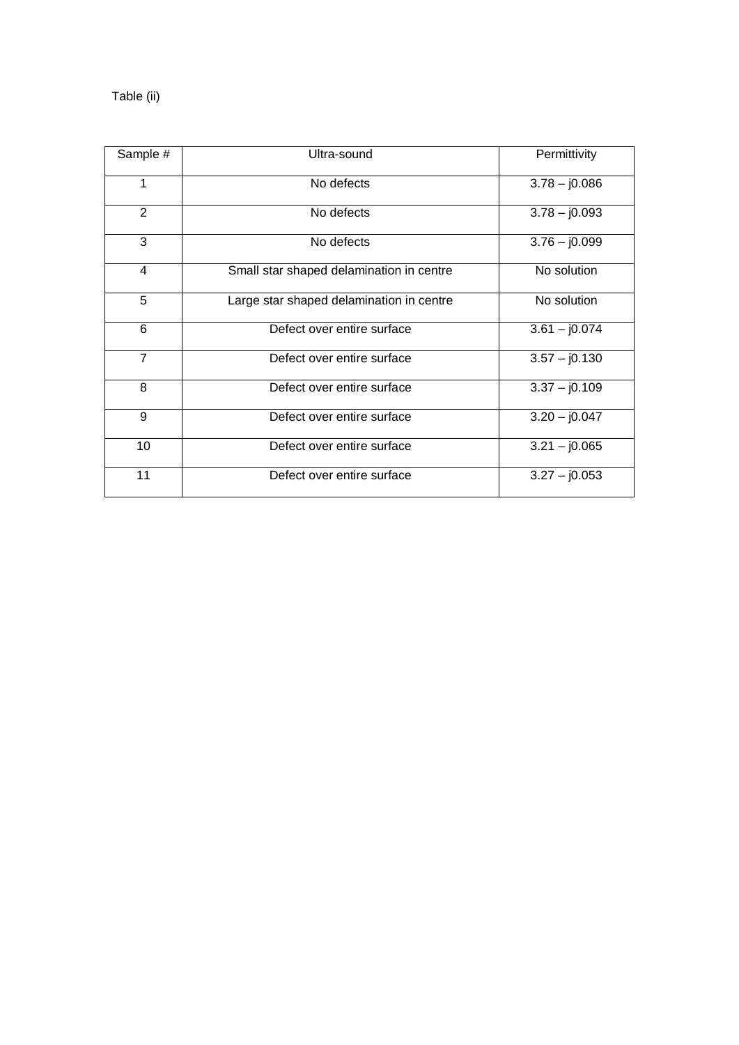Table (ii)

| Sample # | Ultra-sound | Permittivity |
|---|---|---|
| 1 | No defects | $3.78 - j0.086$ |
| 2 | No defects | $3.78 - j0.093$ |
| 3 | No defects | $3.76 - j0.099$ |
| 4 | Small star shaped delamination in centre | No solution |
| 5 | Large star shaped delamination in centre | No solution |
| 6 | Defect over entire surface | $3.61 - j0.074$ |
| 7 | Defect over entire surface | $3.57 - j0.130$ |
| 8 | Defect over entire surface | $3.37 - j0.109$ |
| 9 | Defect over entire surface | $3.20 - j0.047$ |
| 10 | Defect over entire surface | $3.21 - j0.065$ |
| 11 | Defect over entire surface | $3.27 - j0.053$ |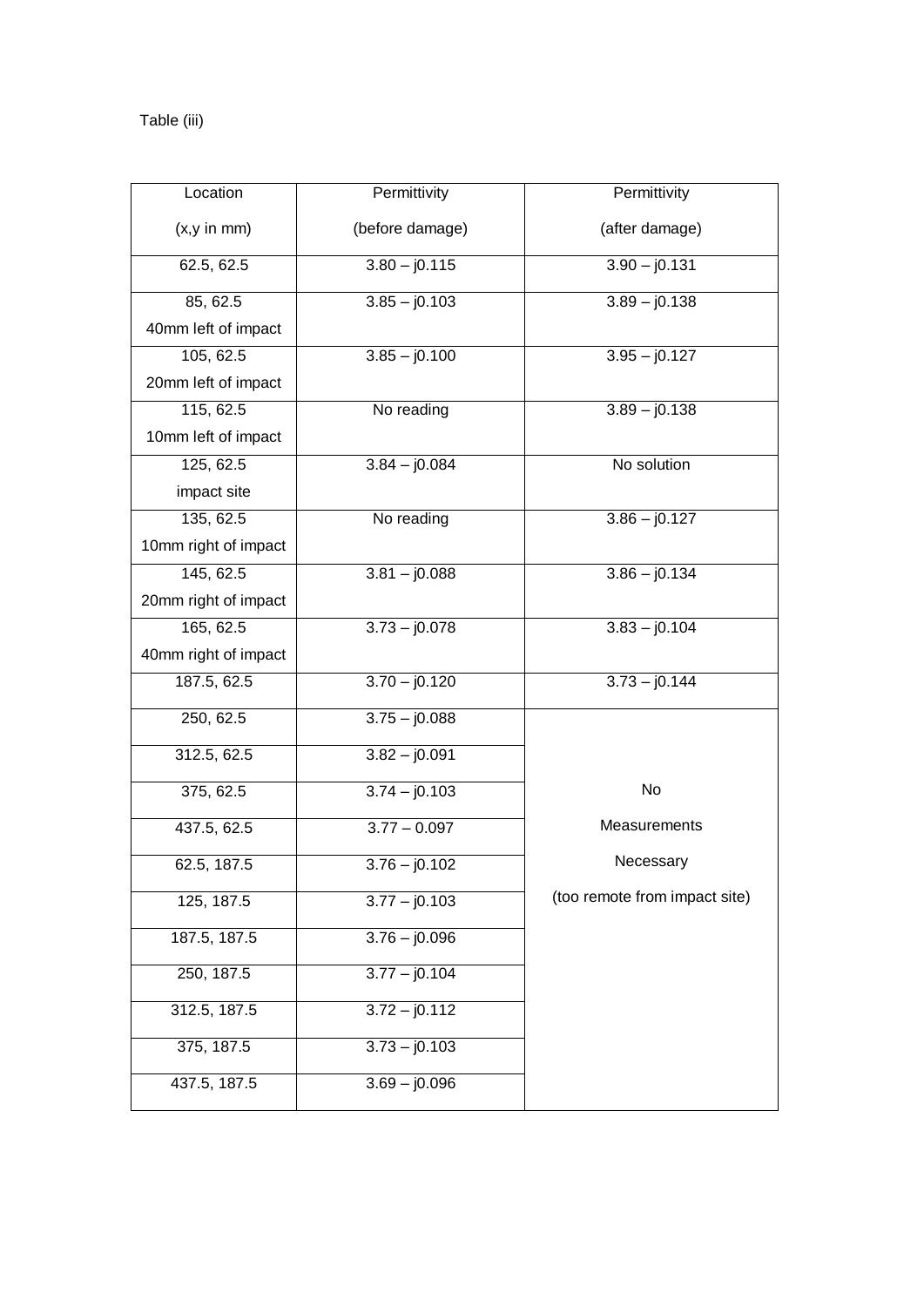Table (iii)

| Location (x,y in mm) | Permittivity (before damage) | Permittivity (after damage) |
|---|---|---|
| 62.5, 62.5 | 3.80 – j0.115 | 3.90 – j0.131 |
| 85, 62.5 40mm left of impact | 3.85 – j0.103 | 3.89 – j0.138 |
| 105, 62.5 20mm left of impact | 3.85 – j0.100 | 3.95 – j0.127 |
| 115, 62.5 10mm left of impact | No reading | 3.89 – j0.138 |
| 125, 62.5 impact site | 3.84 – j0.084 | No solution |
| 135, 62.5 10mm right of impact | No reading | 3.86 – j0.127 |
| 145, 62.5 20mm right of impact | 3.81 – j0.088 | 3.86 – j0.134 |
| 165, 62.5 40mm right of impact | 3.73 – j0.078 | 3.83 – j0.104 |
| 187.5, 62.5 | 3.70 – j0.120 | 3.73 – j0.144 |
| 250, 62.5 | 3.75 – j0.088 | No Measurements Necessary (too remote from impact site) |
| 312.5, 62.5 | 3.82 – j0.091 | |
| 375, 62.5 | 3.74 – j0.103 | |
| 437.5, 62.5 | 3.77 – 0.097 | |
| 62.5, 187.5 | 3.76 – j0.102 | |
| 125, 187.5 | 3.77 – j0.103 | |
| 187.5, 187.5 | 3.76 – j0.096 | |
| 250, 187.5 | 3.77 – j0.104 | |
| 312.5, 187.5 | 3.72 – j0.112 | |
| 375, 187.5 | 3.73 – j0.103 | |
| 437.5, 187.5 | 3.69 – j0.096 | |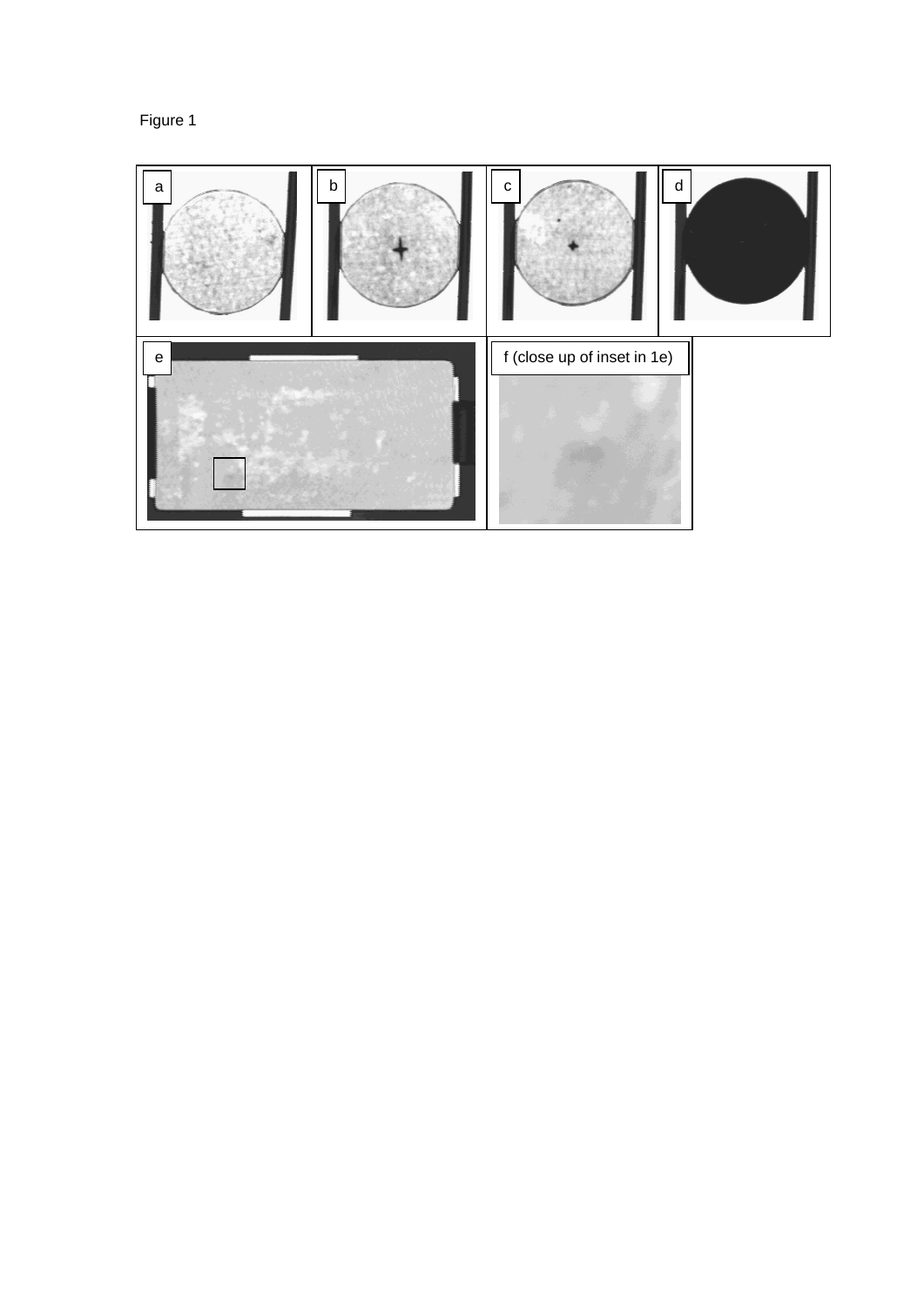Figure 1

a

b

c

d

e

f (close up of inset in 1e)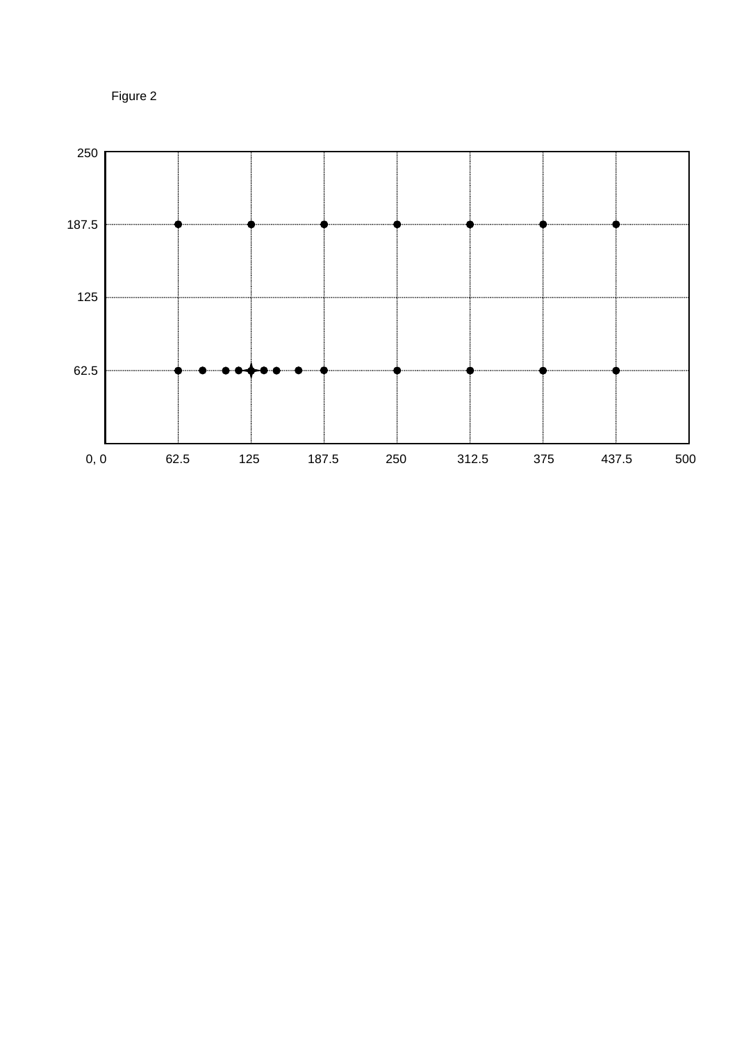Figure 2

250

187.5

125

62.5

0, 0

62.5

125

187.5

250

312.5

375

437.5

500